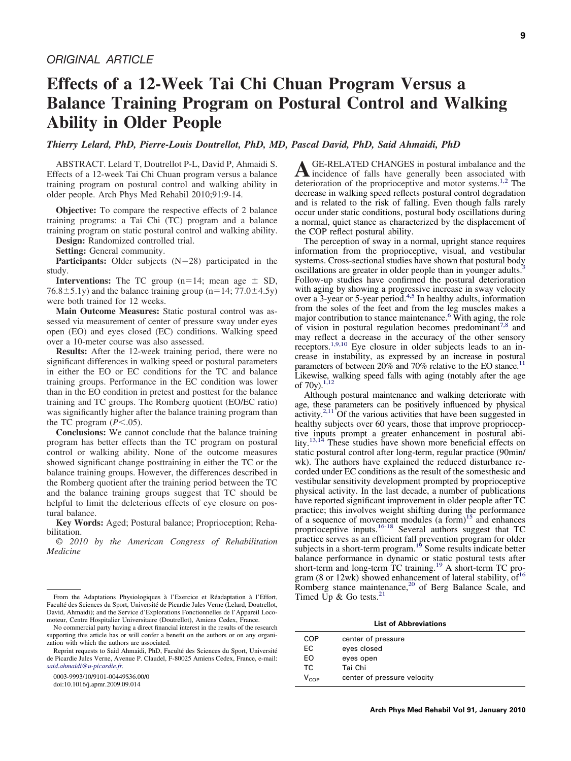ORIGINAL ARTICLE

# Effects of a 12-Week Tai Chi Chuan Program Versus a Balance Training Program on Postural Control and Walking Ability in Older People

*Thierry Lelard, PhD, Pierre-Louis Doutrellot, PhD, MD, Pascal David, PhD, Said Ahmaidi, PhD*

ABSTRACT. Lelard T, Doutrellot P-L, David P, Ahmaidi S. Effects of a 12-week Tai Chi Chuan program versus a balance training program on postural control and walking ability in older people. Arch Phys Med Rehabil 2010;91:9-14.

**Objective:** To compare the respective effects of 2 balance training programs: a Tai Chi (TC) program and a balance training program on static postural control and walking ability.

**Design:** Randomized controlled trial.

**Setting:** General community.

**Participants:** Older subjects (N=28) participated in the study.

**Interventions:** The TC group (n=14; mean age ± SD, 76.8±5.1y) and the balance training group (n=14; 77.0±4.5y) were both trained for 12 weeks.

**Main Outcome Measures:** Static postural control was assessed via measurement of center of pressure sway under eyes open (EO) and eyes closed (EC) conditions. Walking speed over a 10-meter course was also assessed.

**Results:** After the 12-week training period, there were no significant differences in walking speed or postural parameters in either the EO or EC conditions for the TC and balance training groups. Performance in the EC condition was lower than in the EO condition in pretest and posttest for the balance training and TC groups. The Romberg quotient (EO/EC ratio) was significantly higher after the balance training program than the TC program ($P < .05$).

**Conclusions:** We cannot conclude that the balance training program has better effects than the TC program on postural control or walking ability. None of the outcome measures showed significant change posttraining in either the TC or the balance training groups. However, the differences described in the Romberg quotient after the training period between the TC and the balance training groups suggest that TC should be helpful to limit the deleterious effects of eye closure on postural balance.

**Key Words:** Aged; Postural balance; Proprioception; Rehabilitation.

© *2010 by the American Congress of Rehabilitation Medicine*

From the Adaptations Physiologiques à l'Exercice et Réadaptation à l'Effort, Faculté des Sciences du Sport, Université de Picardie Jules Verne (Lelard, Doutrellot, David, Ahmaidi); and the Service d'Explorations Fonctionnelles de l'Appareil Locomoteur, Centre Hospitalier Universitaire (Doutrellot), Amiens Cedex, France.

No commercial party having a direct financial interest in the results of the research supporting this article has or will confer a benefit on the authors or on any organization with which the authors are associated.

Reprint requests to Said Ahmaidi, PhD, Faculté des Sciences du Sport, Université de Picardie Jules Verne, Avenue P. Claudel, F-80025 Amiens Cedex, France, e-mail: said.ahmaidi@u-picardie.fr.

0003-9993/10/9101-00449$36.00/0
doi:10.1016/j.apmr.2009.09.014

AGE-RELATED CHANGES in postural imbalance and the incidence of falls have generally been associated with deterioration of the proprioceptive and motor systems.[1,2] The decrease in walking speed reflects postural control degradation and is related to the risk of falling. Even though falls rarely occur under static conditions, postural body oscillations during a normal, quiet stance as characterized by the displacement of the COP reflect postural ability.

The perception of sway in a normal, upright stance requires information from the proprioceptive, visual, and vestibular systems. Cross-sectional studies have shown that postural body oscillations are greater in older people than in younger adults.[3] Follow-up studies have confirmed the postural deterioration with aging by showing a progressive increase in sway velocity over a 3-year or 5-year period.[4,5] In healthy adults, information from the soles of the feet and from the leg muscles makes a major contribution to stance maintenance.[6] With aging, the role of vision in postural regulation becomes predominant[7,8] and may reflect a decrease in the accuracy of the other sensory receptors.[1,9,10] Eye closure in older subjects leads to an increase in instability, as expressed by an increase in postural parameters of between 20% and 70% relative to the EO stance.[11] Likewise, walking speed falls with aging (notably after the age of 70y).[1,12]

Although postural maintenance and walking deteriorate with age, these parameters can be positively influenced by physical activity.[2,11] Of the various activities that have been suggested in healthy subjects over 60 years, those that improve proprioceptive inputs prompt a greater enhancement in postural ability.[13,14] These studies have shown more beneficial effects on static postural control after long-term, regular practice (90min/wk). The authors have explained the reduced disturbance recorded under EC conditions as the result of the somesthesic and vestibular sensitivity development prompted by proprioceptive physical activity. In the last decade, a number of publications have reported significant improvement in older people after TC practice; this involves weight shifting during the performance of a sequence of movement modules (a form)[15] and enhances proprioceptive inputs.[16-18] Several authors suggest that TC practice serves as an efficient fall prevention program for older subjects in a short-term program.[19] Some results indicate better balance performance in dynamic or static postural tests after short-term and long-term TC training.[19] A short-term TC program (8 or 12wk) showed enhancement of lateral stability, of[16] Romberg stance maintenance,[20] of Berg Balance Scale, and Timed Up & Go tests.[21]

**List of Abbreviations**

| | |
|---|---|
| COP | center of pressure |
| EC | eyes closed |
| EO | eyes open |
| TC | Tai Chi |
| $V_{COP}$ | center of pressure velocity |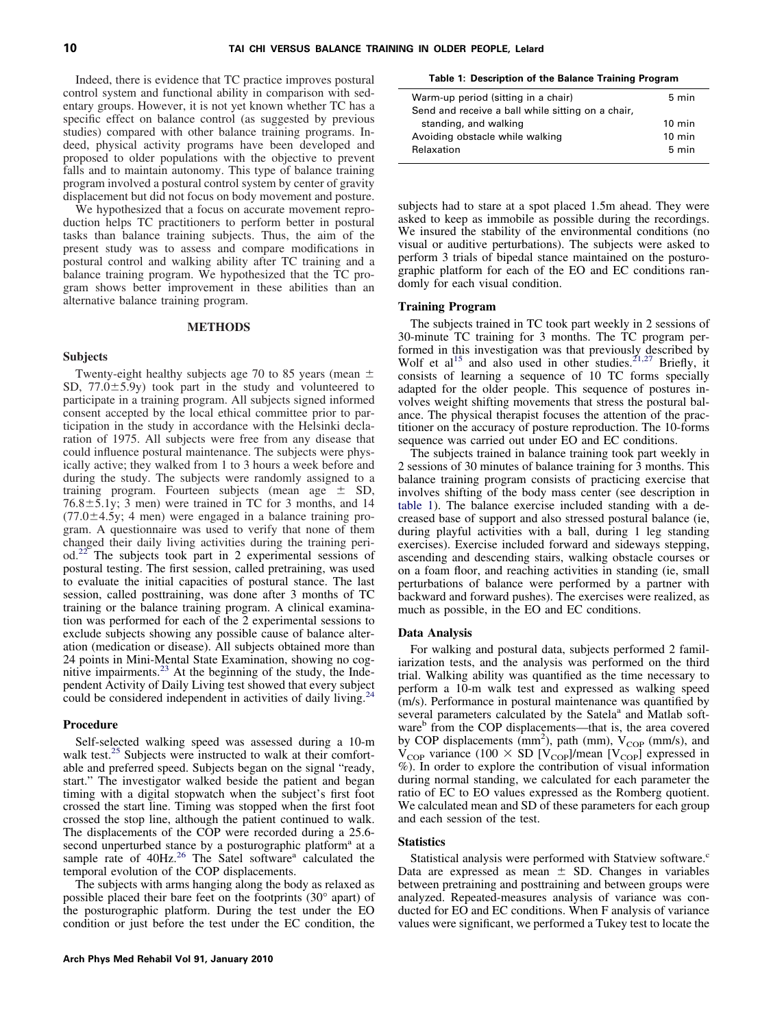Indeed, there is evidence that TC practice improves postural control system and functional ability in comparison with sedentary groups. However, it is not yet known whether TC has a specific effect on balance control (as suggested by previous studies) compared with other balance training programs. Indeed, physical activity programs have been developed and proposed to older populations with the objective to prevent falls and to maintain autonomy. This type of balance training program involved a postural control system by center of gravity displacement but did not focus on body movement and posture.

We hypothesized that a focus on accurate movement reproduction helps TC practitioners to perform better in postural tasks than balance training subjects. Thus, the aim of the present study was to assess and compare modifications in postural control and walking ability after TC training and a balance training program. We hypothesized that the TC program shows better improvement in these abilities than an alternative balance training program.

## METHODS

### Subjects

Twenty-eight healthy subjects age 70 to 85 years (mean ± SD, 77.0±5.9y) took part in the study and volunteered to participate in a training program. All subjects signed informed consent accepted by the local ethical committee prior to participation in the study in accordance with the Helsinki declaration of 1975. All subjects were free from any disease that could influence postural maintenance. The subjects were physically active; they walked from 1 to 3 hours a week before and during the study. The subjects were randomly assigned to a training program. Fourteen subjects (mean age ± SD, 76.8±5.1y; 3 men) were trained in TC for 3 months, and 14 (77.0±4.5y; 4 men) were engaged in a balance training program. A questionnaire was used to verify that none of them changed their daily living activities during the training period.[22] The subjects took part in 2 experimental sessions of postural testing. The first session, called pretraining, was used to evaluate the initial capacities of postural stance. The last session, called posttraining, was done after 3 months of TC training or the balance training program. A clinical examination was performed for each of the 2 experimental sessions to exclude subjects showing any possible cause of balance alteration (medication or disease). All subjects obtained more than 24 points in Mini-Mental State Examination, showing no cognitive impairments.[23] At the beginning of the study, the Independent Activity of Daily Living test showed that every subject could be considered independent in activities of daily living.[24]

### Procedure

Self-selected walking speed was assessed during a 10-m walk test.[25] Subjects were instructed to walk at their comfortable and preferred speed. Subjects began on the signal "ready, start." The investigator walked beside the patient and began timing with a digital stopwatch when the subject's first foot crossed the start line. Timing was stopped when the first foot crossed the stop line, although the patient continued to walk. The displacements of the COP were recorded during a 25.6-second unperturbed stance by a posturographic platform[a] at a sample rate of 40Hz.[26] The Satel software[a] calculated the temporal evolution of the COP displacements.

The subjects with arms hanging along the body as relaxed as possible placed their bare feet on the footprints (30° apart) of the posturographic platform. During the test under the EO condition or just before the test under the EC condition, the subjects had to stare at a spot placed 1.5m ahead. They were asked to keep as immobile as possible during the recordings. We insured the stability of the environmental conditions (no visual or auditive perturbations). The subjects were asked to perform 3 trials of bipedal stance maintained on the posturographic platform for each of the EO and EC conditions randomly for each visual condition.

**Table 1: Description of the Balance Training Program**

| | |
|---|---|
| Warm-up period (sitting in a chair) | 5 min |
| Send and receive a ball while sitting on a chair, standing, and walking | 10 min |
| Avoiding obstacle while walking | 10 min |
| Relaxation | 5 min |

### Training Program

The subjects trained in TC took part weekly in 2 sessions of 30-minute TC training for 3 months. The TC program performed in this investigation was that previously described by Wolf et al[15] and also used in other studies.[21,27] Briefly, it consists of learning a sequence of 10 TC forms specially adapted for the older people. This sequence of postures involves weight shifting movements that stress the postural balance. The physical therapist focuses the attention of the practitioner on the accuracy of posture reproduction. The 10-forms sequence was carried out under EO and EC conditions.

The subjects trained in balance training took part weekly in 2 sessions of 30 minutes of balance training for 3 months. This balance training program consists of practicing exercise that involves shifting of the body mass center (see description in table 1). The balance exercise included standing with a decreased base of support and also stressed postural balance (ie, during playful activities with a ball, during 1 leg standing exercises). Exercise included forward and sideways stepping, ascending and descending stairs, walking obstacle courses or on a foam floor, and reaching activities in standing (ie, small perturbations of balance were performed by a partner with backward and forward pushes). The exercises were realized, as much as possible, in the EO and EC conditions.

### Data Analysis

For walking and postural data, subjects performed 2 familiarization tests, and the analysis was performed on the third trial. Walking ability was quantified as the time necessary to perform a 10-m walk test and expressed as walking speed (m/s). Performance in postural maintenance was quantified by several parameters calculated by the Satel[a] and Matlab software[b] from the COP displacements—that is, the area covered by COP displacements (mm²), path (mm), $V_{COP}$ (mm/s), and $V_{COP}$ variance (100 × SD [$V_{COP}$]/mean [$V_{COP}$] expressed in %). In order to explore the contribution of visual information during normal standing, we calculated for each parameter the ratio of EC to EO values expressed as the Romberg quotient. We calculated mean and SD of these parameters for each group and each session of the test.

### Statistics

Statistical analysis were performed with Statview software.[c] Data are expressed as mean ± SD. Changes in variables between pretraining and posttraining and between groups were analyzed. Repeated-measures analysis of variance was conducted for EO and EC conditions. When F analysis of variance values were significant, we performed a Tukey test to locate the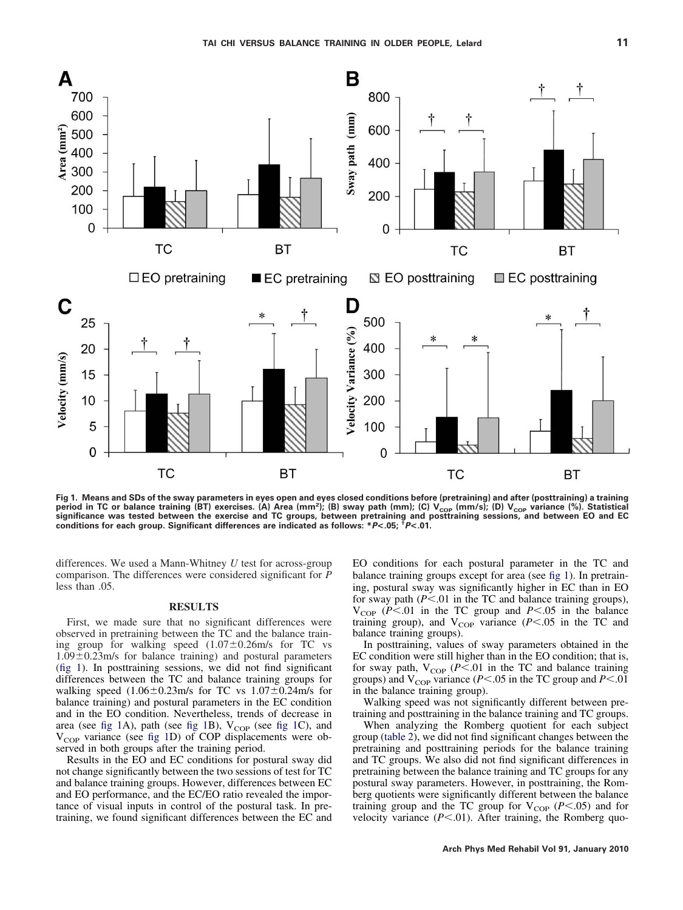**Fig 1. Means and SDs of the sway parameters in eyes open and eyes closed conditions before (pretraining) and after (posttraining) a training period in TC or balance training (BT) exercises. (A) Area (mm²); (B) sway path (mm); (C) $V_{COP}$ (mm/s); (D) $V_{COP}$ variance (%). Statistical significance was tested between the exercise and TC groups, between pretraining and posttraining sessions, and between EO and EC conditions for each group. Significant differences are indicated as follows: *$P<.05$; †$P<.01$.**

differences. We used a Mann-Whitney *U* test for across-group comparison. The differences were considered significant for *P* less than .05.

## RESULTS

First, we made sure that no significant differences were observed in pretraining between the TC and the balance training group for walking speed (1.07±0.26m/s for TC vs 1.09±0.23m/s for balance training) and postural parameters (fig 1). In posttraining sessions, we did not find significant differences between the TC and balance training groups for walking speed (1.06±0.23m/s for TC vs 1.07±0.24m/s for balance training) and postural parameters in the EC condition and in the EO condition. Nevertheless, trends of decrease in area (see fig 1A), path (see fig 1B), $V_{COP}$ (see fig 1C), and $V_{COP}$ variance (see fig 1D) of COP displacements were observed in both groups after the training period.

Results in the EO and EC conditions for postural sway did not change significantly between the two sessions of test for TC and balance training groups. However, differences between EC and EO performance, and the EC/EO ratio revealed the importance of visual inputs in control of the postural task. In pretraining, we found significant differences between the EC and EO conditions for each postural parameter in the TC and balance training groups except for area (see fig 1). In pretraining, postural sway was significantly higher in EC than in EO for sway path ($P<.01$ in the TC and balance training groups), $V_{COP}$ ($P<.01$ in the TC group and $P<.05$ in the balance training group), and $V_{COP}$ variance ($P<.05$ in the TC and balance training groups).

In posttraining, values of sway parameters obtained in the EC condition were still higher than in the EO condition; that is, for sway path, $V_{COP}$ ($P<.01$ in the TC and balance training groups) and $V_{COP}$ variance ($P<.05$ in the TC group and $P<.01$ in the balance training group).

Walking speed was not significantly different between pretraining and posttraining in the balance training and TC groups.

When analyzing the Romberg quotient for each subject group (table 2), we did not find significant changes between the pretraining and posttraining periods for the balance training and TC groups. We also did not find significant differences in pretraining between the balance training and TC groups for any postural sway parameters. However, in posttraining, the Romberg quotients were significantly different between the balance training group and the TC group for $V_{COP}$ ($P<.05$) and for velocity variance ($P<.01$). After training, the Romberg quo-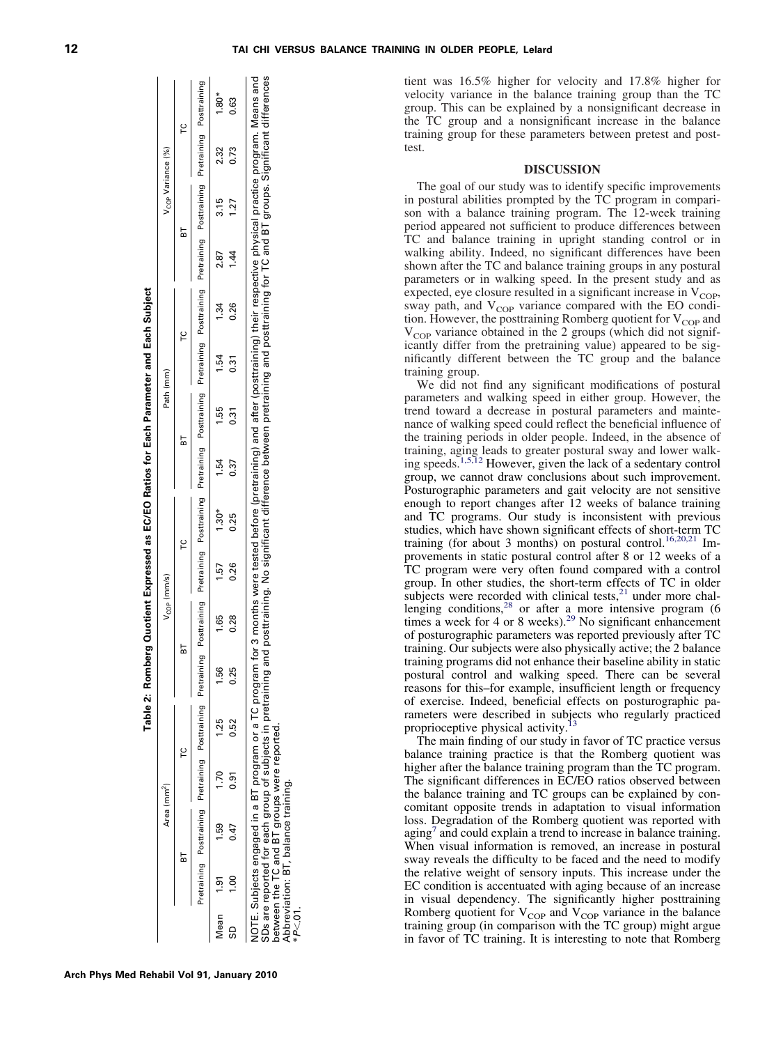**Table 2: Romberg Quotient Expressed as EC/EO Ratios for Each Parameter and Each Subject**

| | Area ($mm^2$) | | | | $V_{COP}$ (mm/s) | | | | Path (mm) | | | | $V_{COP}$ Variance (%) | | | |
|---|---|---|---|---|---|---|---|---|---|---|---|---|---|---|---|---|
| | BT | | TC | | BT | | TC | | BT | | TC | | BT | | TC | |
| | Pretraining | Posttraining | Pretraining | Posttraining | Pretraining | Posttraining | Pretraining | Posttraining | Pretraining | Posttraining | Pretraining | Posttraining | Pretraining | Posttraining | Pretraining | Posttraining |
| Mean | 1.91 | 1.59 | 1.70 | 1.25 | 1.56 | 1.65 | 1.57 | 1.30* | 1.54 | 1.55 | 1.54 | 1.34 | 2.87 | 3.15 | 2.32 | 1.80* |
| SD | 1.00 | 0.47 | 0.91 | 0.52 | 0.25 | 0.28 | 0.26 | 0.25 | 0.37 | 0.31 | 0.31 | 0.26 | 1.44 | 1.27 | 0.73 | 0.63 |

NOTE. Subjects engaged in a BT program or a TC program for 3 months were tested before (pretraining) and after (posttraining) their respective physical practice program. Means and SDs are reported for each group of subjects in pretraining and posttraining. No significant difference between pretraining and posttraining for TC and BT groups. Significant differences between the TC and BT groups were reported.
Abbreviation: BT, balance training.
*$P<.01$.

tient was 16.5% higher for velocity and 17.8% higher for velocity variance in the balance training group than the TC group. This can be explained by a nonsignificant decrease in the TC group and a nonsignificant increase in the balance training group for these parameters between pretest and posttest.

## DISCUSSION

The goal of our study was to identify specific improvements in postural abilities prompted by the TC program in comparison with a balance training program. The 12-week training period appeared not sufficient to produce differences between TC and balance training in upright standing control or in walking ability. Indeed, no significant differences have been shown after the TC and balance training groups in any postural parameters or in walking speed. In the present study and as expected, eye closure resulted in a significant increase in $V_{COP}$, sway path, and $V_{COP}$ variance compared with the EO condition. However, the posttraining Romberg quotient for $V_{COP}$ and $V_{COP}$ variance obtained in the 2 groups (which did not significantly differ from the pretraining value) appeared to be significantly different between the TC group and the balance training group.

We did not find any significant modifications of postural parameters and walking speed in either group. However, the trend toward a decrease in postural parameters and maintenance of walking speed could reflect the beneficial influence of the training periods in older people. Indeed, in the absence of training, aging leads to greater postural sway and lower walking speeds.[1,5,12] However, given the lack of a sedentary control group, we cannot draw conclusions about such improvement. Posturographic parameters and gait velocity are not sensitive enough to report changes after 12 weeks of balance training and TC programs. Our study is inconsistent with previous studies, which have shown significant effects of short-term TC training (for about 3 months) on postural control.[16,20,21] Improvements in static postural control after 8 or 12 weeks of a TC program were very often found compared with a control group. In other studies, the short-term effects of TC in older subjects were recorded with clinical tests,[21] under more challenging conditions,[28] or after a more intensive program (6 times a week for 4 or 8 weeks).[29] No significant enhancement of posturographic parameters was reported previously after TC training. Our subjects were also physically active; the 2 balance training programs did not enhance their baseline ability in static postural control and walking speed. There can be several reasons for this–for example, insufficient length or frequency of exercise. Indeed, beneficial effects on posturographic parameters were described in subjects who regularly practiced proprioceptive physical activity.[13]

The main finding of our study in favor of TC practice versus balance training practice is that the Romberg quotient was higher after the balance training program than the TC program. The significant differences in EC/EO ratios observed between the balance training and TC groups can be explained by concomitant opposite trends in adaptation to visual information loss. Degradation of the Romberg quotient was reported with aging[7] and could explain a trend to increase in balance training. When visual information is removed, an increase in postural sway reveals the difficulty to be faced and the need to modify the relative weight of sensory inputs. This increase under the EC condition is accentuated with aging because of an increase in visual dependency. The significantly higher posttraining Romberg quotient for $V_{COP}$ and $V_{COP}$ variance in the balance training group (in comparison with the TC group) might argue in favor of TC training. It is interesting to note that Romberg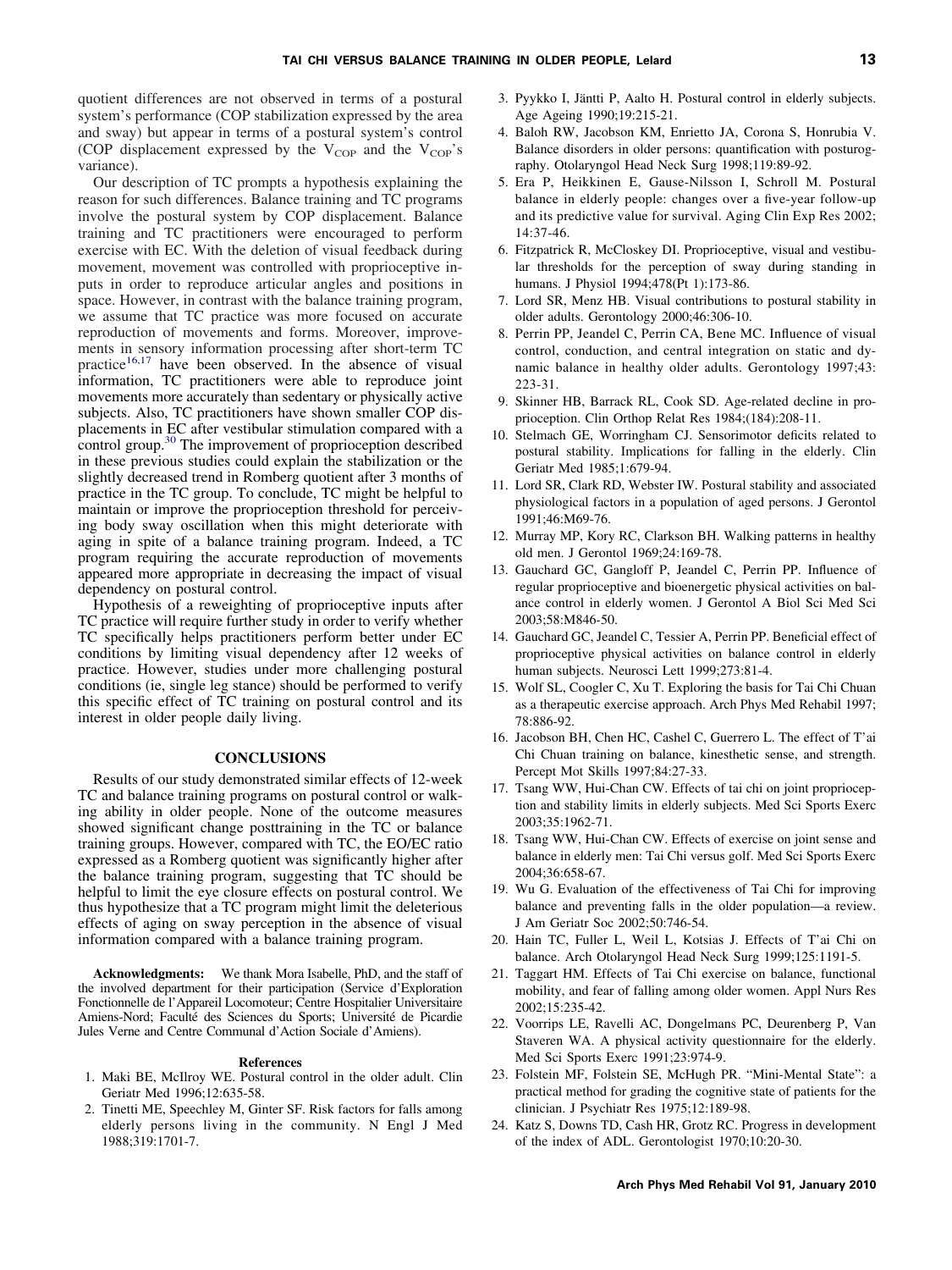quotient differences are not observed in terms of a postural system's performance (COP stabilization expressed by the area and sway) but appear in terms of a postural system's control (COP displacement expressed by the $V_{COP}$ and the $V_{COP}$'s variance).

Our description of TC prompts a hypothesis explaining the reason for such differences. Balance training and TC programs involve the postural system by COP displacement. Balance training and TC practitioners were encouraged to perform exercise with EC. With the deletion of visual feedback during movement, movement was controlled with proprioceptive inputs in order to reproduce articular angles and positions in space. However, in contrast with the balance training program, we assume that TC practice was more focused on accurate reproduction of movements and forms. Moreover, improvements in sensory information processing after short-term TC practice[16,17] have been observed. In the absence of visual information, TC practitioners were able to reproduce joint movements more accurately than sedentary or physically active subjects. Also, TC practitioners have shown smaller COP displacements in EC after vestibular stimulation compared with a control group.[30] The improvement of proprioception described in these previous studies could explain the stabilization or the slightly decreased trend in Romberg quotient after 3 months of practice in the TC group. To conclude, TC might be helpful to maintain or improve the proprioception threshold for perceiving body sway oscillation when this might deteriorate with aging in spite of a balance training program. Indeed, a TC program requiring the accurate reproduction of movements appeared more appropriate in decreasing the impact of visual dependency on postural control.

Hypothesis of a reweighting of proprioceptive inputs after TC practice will require further study in order to verify whether TC specifically helps practitioners perform better under EC conditions by limiting visual dependency after 12 weeks of practice. However, studies under more challenging postural conditions (ie, single leg stance) should be performed to verify this specific effect of TC training on postural control and its interest in older people daily living.

## CONCLUSIONS

Results of our study demonstrated similar effects of 12-week TC and balance training programs on postural control or walking ability in older people. None of the outcome measures showed significant change posttraining in the TC or balance training groups. However, compared with TC, the EO/EC ratio expressed as a Romberg quotient was significantly higher after the balance training program, suggesting that TC should be helpful to limit the eye closure effects on postural control. We thus hypothesize that a TC program might limit the deleterious effects of aging on sway perception in the absence of visual information compared with a balance training program.

**Acknowledgments:** We thank Mora Isabelle, PhD, and the staff of the involved department for their participation (Service d'Exploration Fonctionnelle de l'Appareil Locomoteur; Centre Hospitalier Universitaire Amiens-Nord; Faculté des Sciences du Sports; Université de Picardie Jules Verne and Centre Communal d'Action Sociale d'Amiens).

### References

1. Maki BE, McIlroy WE. Postural control in the older adult. Clin Geriatr Med 1996;12:635-58.
2. Tinetti ME, Speechley M, Ginter SF. Risk factors for falls among elderly persons living in the community. N Engl J Med 1988;319:1701-7.
3. Pyykko I, Jäntti P, Aalto H. Postural control in elderly subjects. Age Ageing 1990;19:215-21.
4. Baloh RW, Jacobson KM, Enrietto JA, Corona S, Honrubia V. Balance disorders in older persons: quantification with posturography. Otolaryngol Head Neck Surg 1998;119:89-92.
5. Era P, Heikkinen E, Gause-Nilsson I, Schroll M. Postural balance in elderly people: changes over a five-year follow-up and its predictive value for survival. Aging Clin Exp Res 2002; 14:37-46.
6. Fitzpatrick R, McCloskey DI. Proprioceptive, visual and vestibular thresholds for the perception of sway during standing in humans. J Physiol 1994;478(Pt 1):173-86.
7. Lord SR, Menz HB. Visual contributions to postural stability in older adults. Gerontology 2000;46:306-10.
8. Perrin PP, Jeandel C, Perrin CA, Bene MC. Influence of visual control, conduction, and central integration on static and dynamic balance in healthy older adults. Gerontology 1997;43: 223-31.
9. Skinner HB, Barrack RL, Cook SD. Age-related decline in proprioception. Clin Orthop Relat Res 1984;(184):208-11.
10. Stelmach GE, Worringham CJ. Sensorimotor deficits related to postural stability. Implications for falling in the elderly. Clin Geriatr Med 1985;1:679-94.
11. Lord SR, Clark RD, Webster IW. Postural stability and associated physiological factors in a population of aged persons. J Gerontol 1991;46:M69-76.
12. Murray MP, Kory RC, Clarkson BH. Walking patterns in healthy old men. J Gerontol 1969;24:169-78.
13. Gauchard GC, Gangloff P, Jeandel C, Perrin PP. Influence of regular proprioceptive and bioenergetic physical activities on balance control in elderly women. J Gerontol A Biol Sci Med Sci 2003;58:M846-50.
14. Gauchard GC, Jeandel C, Tessier A, Perrin PP. Beneficial effect of proprioceptive physical activities on balance control in elderly human subjects. Neurosci Lett 1999;273:81-4.
15. Wolf SL, Coogler C, Xu T. Exploring the basis for Tai Chi Chuan as a therapeutic exercise approach. Arch Phys Med Rehabil 1997; 78:886-92.
16. Jacobson BH, Chen HC, Cashel C, Guerrero L. The effect of T'ai Chi Chuan training on balance, kinesthetic sense, and strength. Percept Mot Skills 1997;84:27-33.
17. Tsang WW, Hui-Chan CW. Effects of tai chi on joint proprioception and stability limits in elderly subjects. Med Sci Sports Exerc 2003;35:1962-71.
18. Tsang WW, Hui-Chan CW. Effects of exercise on joint sense and balance in elderly men: Tai Chi versus golf. Med Sci Sports Exerc 2004;36:658-67.
19. Wu G. Evaluation of the effectiveness of Tai Chi for improving balance and preventing falls in the older population—a review. J Am Geriatr Soc 2002;50:746-54.
20. Hain TC, Fuller L, Weil L, Kotsias J. Effects of T'ai Chi on balance. Arch Otolaryngol Head Neck Surg 1999;125:1191-5.
21. Taggart HM. Effects of Tai Chi exercise on balance, functional mobility, and fear of falling among older women. Appl Nurs Res 2002;15:235-42.
22. Voorrips LE, Ravelli AC, Dongelmans PC, Deurenberg P, Van Staveren WA. A physical activity questionnaire for the elderly. Med Sci Sports Exerc 1991;23:974-9.
23. Folstein MF, Folstein SE, McHugh PR. "Mini-Mental State": a practical method for grading the cognitive state of patients for the clinician. J Psychiatr Res 1975;12:189-98.
24. Katz S, Downs TD, Cash HR, Grotz RC. Progress in development of the index of ADL. Gerontologist 1970;10:20-30.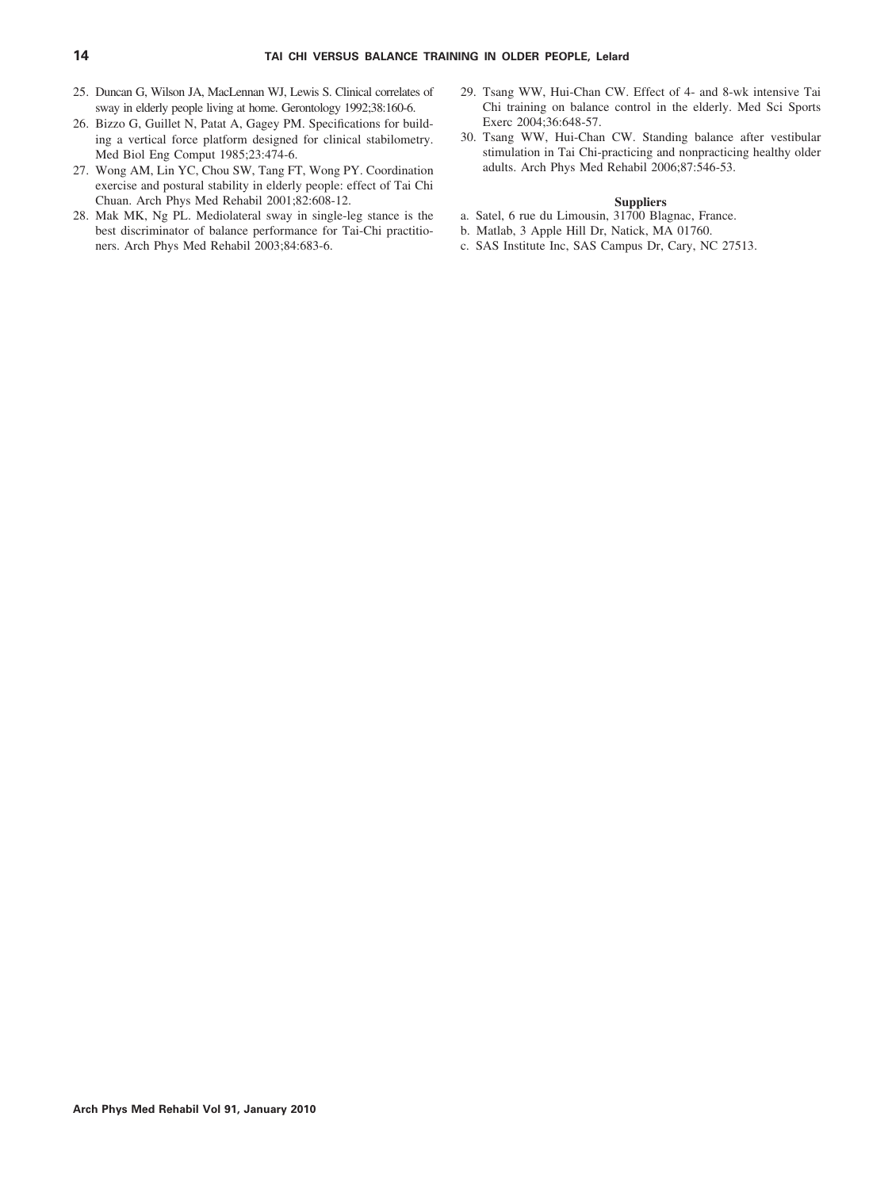25. Duncan G, Wilson JA, MacLennan WJ, Lewis S. Clinical correlates of sway in elderly people living at home. Gerontology 1992;38:160-6.
26. Bizzo G, Guillet N, Patat A, Gagey PM. Specifications for building a vertical force platform designed for clinical stabilometry. Med Biol Eng Comput 1985;23:474-6.
27. Wong AM, Lin YC, Chou SW, Tang FT, Wong PY. Coordination exercise and postural stability in elderly people: effect of Tai Chi Chuan. Arch Phys Med Rehabil 2001;82:608-12.
28. Mak MK, Ng PL. Mediolateral sway in single-leg stance is the best discriminator of balance performance for Tai-Chi practitioners. Arch Phys Med Rehabil 2003;84:683-6.
29. Tsang WW, Hui-Chan CW. Effect of 4- and 8-wk intensive Tai Chi training on balance control in the elderly. Med Sci Sports Exerc 2004;36:648-57.
30. Tsang WW, Hui-Chan CW. Standing balance after vestibular stimulation in Tai Chi-practicing and nonpracticing healthy older adults. Arch Phys Med Rehabil 2006;87:546-53.

### Suppliers

a. Satel, 6 rue du Limousin, 31700 Blagnac, France.
b. Matlab, 3 Apple Hill Dr, Natick, MA 01760.
c. SAS Institute Inc, SAS Campus Dr, Cary, NC 27513.